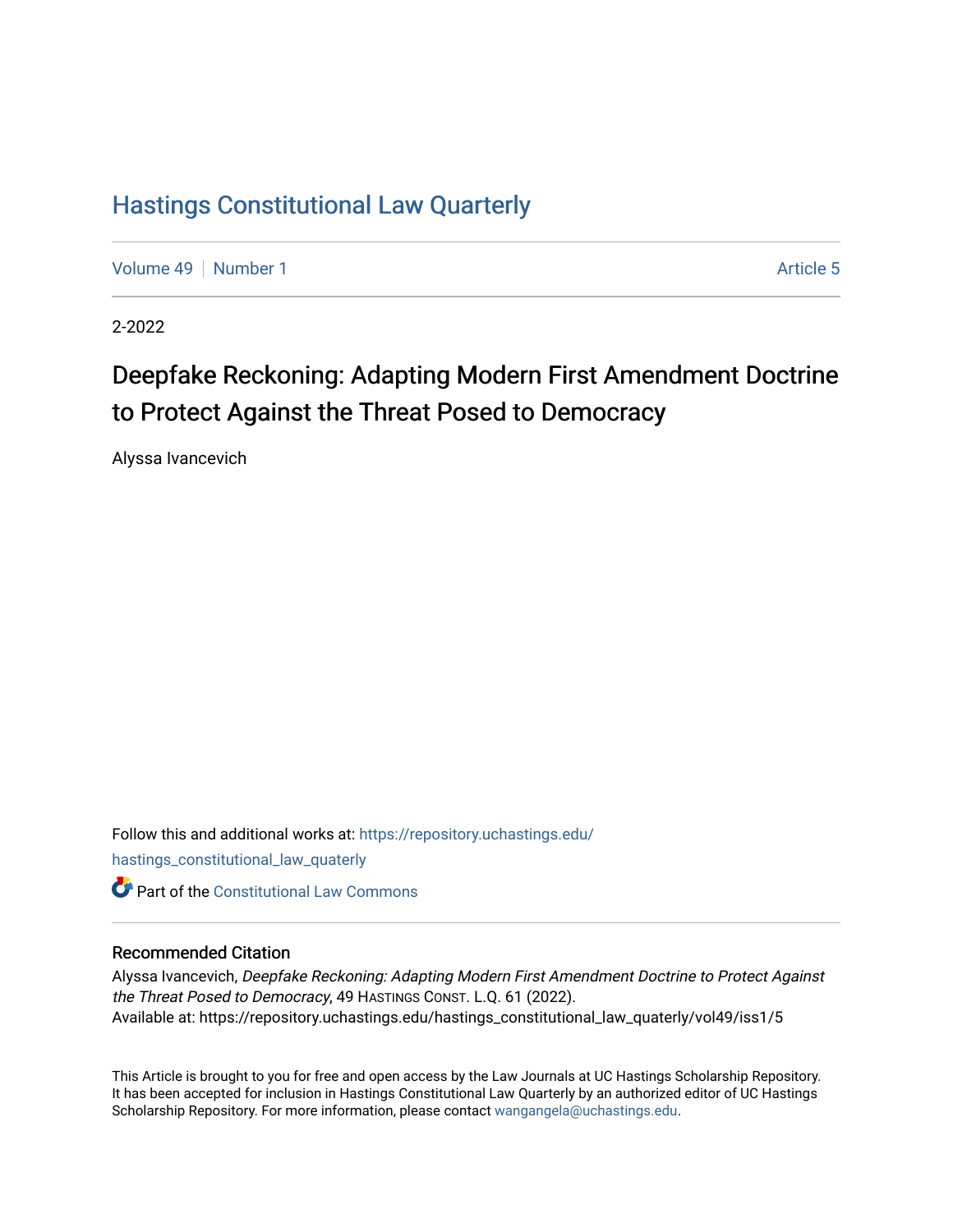# Hastings Constitutional Law Quarterly

Volume 49 | Number 1 | Article 5

2-2022

## Deepfake Reckoning: Adapting Modern First Amendment Doctrine to Protect Against the Threat Posed to Democracy

Alyssa Ivancevich

Follow this and additional works at: https://repository.uchastings.edu/hastings_constitutional_law_quaterly

Part of the Constitutional Law Commons

### Recommended Citation

Alyssa Ivancevich, *Deepfake Reckoning: Adapting Modern First Amendment Doctrine to Protect Against the Threat Posed to Democracy*, 49 Hastings Const. L.Q. 61 (2022).
Available at: https://repository.uchastings.edu/hastings_constitutional_law_quaterly/vol49/iss1/5

This Article is brought to you for free and open access by the Law Journals at UC Hastings Scholarship Repository. It has been accepted for inclusion in Hastings Constitutional Law Quarterly by an authorized editor of UC Hastings Scholarship Repository. For more information, please contact wangangela@uchastings.edu.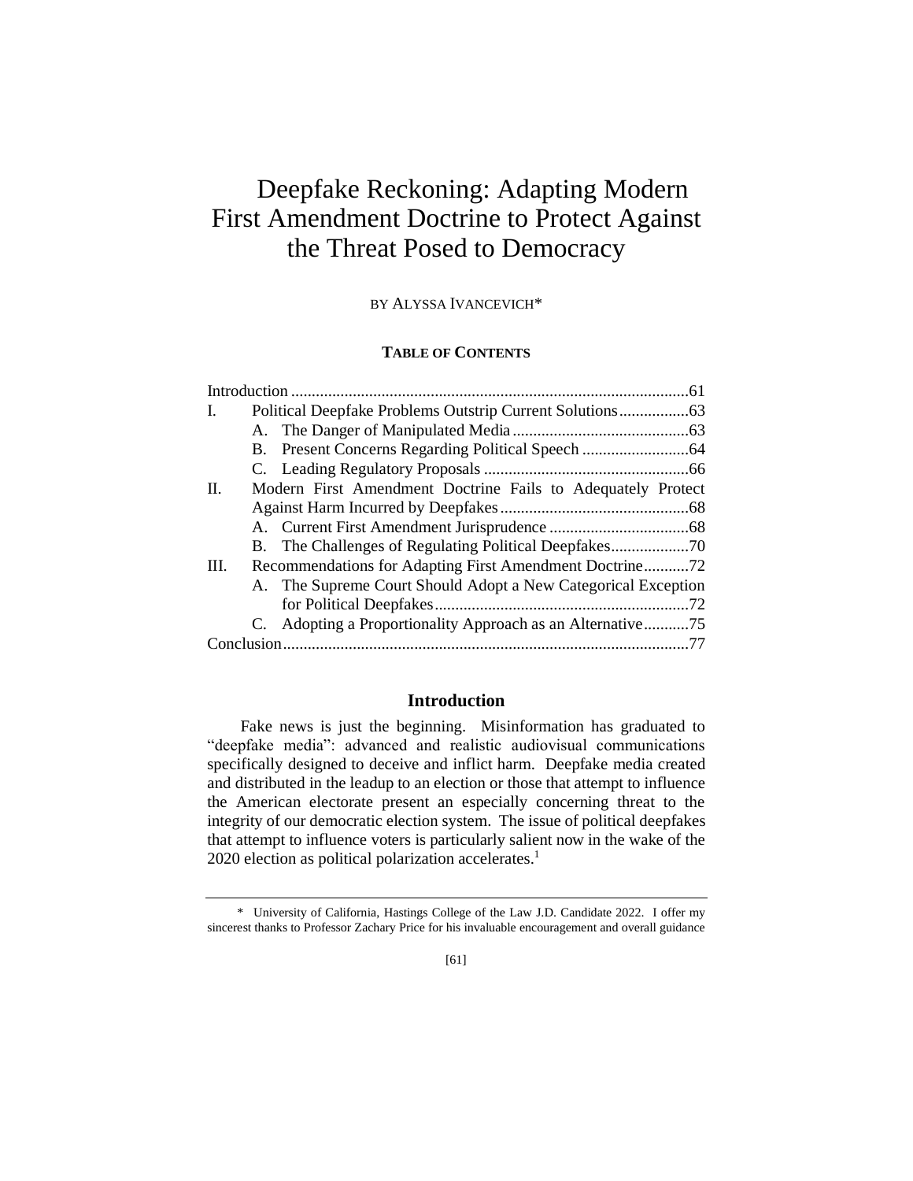# Deepfake Reckoning: Adapting Modern First Amendment Doctrine to Protect Against the Threat Posed to Democracy

BY ALYSSA IVANCEVICH*

**TABLE OF CONTENTS**

Introduction ....................................................................................61
I. Political Deepfake Problems Outstrip Current Solutions.................63
  A. The Danger of Manipulated Media...........................................63
  B. Present Concerns Regarding Political Speech ..........................64
  C. Leading Regulatory Proposals .................................................66
II. Modern First Amendment Doctrine Fails to Adequately Protect Against Harm Incurred by Deepfakes..............................................68
  A. Current First Amendment Jurisprudence .................................68
  B. The Challenges of Regulating Political Deepfakes...................70
III. Recommendations for Adapting First Amendment Doctrine...........72
  A. The Supreme Court Should Adopt a New Categorical Exception for Political Deepfakes.............................................................72
  C. Adopting a Proportionality Approach as an Alternative...........75
Conclusion.....................................................................................77

## Introduction

Fake news is just the beginning. Misinformation has graduated to "deepfake media": advanced and realistic audiovisual communications specifically designed to deceive and inflict harm. Deepfake media created and distributed in the leadup to an election or those that attempt to influence the American electorate present an especially concerning threat to the integrity of our democratic election system. The issue of political deepfakes that attempt to influence voters is particularly salient now in the wake of the 2020 election as political polarization accelerates.[1]

---

\* University of California, Hastings College of the Law J.D. Candidate 2022. I offer my sincerest thanks to Professor Zachary Price for his invaluable encouragement and overall guidance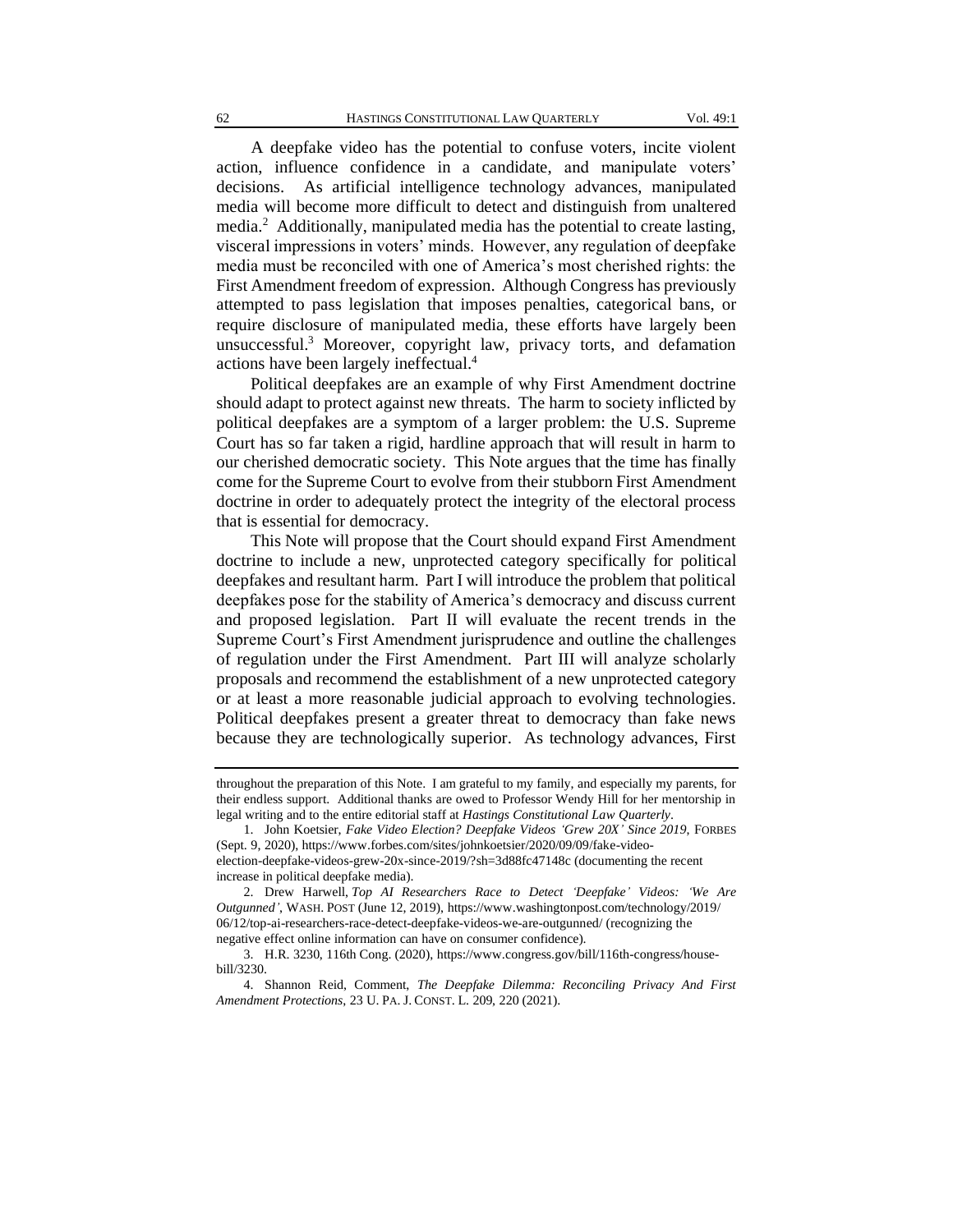A deepfake video has the potential to confuse voters, incite violent action, influence confidence in a candidate, and manipulate voters' decisions. As artificial intelligence technology advances, manipulated media will become more difficult to detect and distinguish from unaltered media.[2] Additionally, manipulated media has the potential to create lasting, visceral impressions in voters' minds. However, any regulation of deepfake media must be reconciled with one of America's most cherished rights: the First Amendment freedom of expression. Although Congress has previously attempted to pass legislation that imposes penalties, categorical bans, or require disclosure of manipulated media, these efforts have largely been unsuccessful.[3] Moreover, copyright law, privacy torts, and defamation actions have been largely ineffectual.[4]

Political deepfakes are an example of why First Amendment doctrine should adapt to protect against new threats. The harm to society inflicted by political deepfakes are a symptom of a larger problem: the U.S. Supreme Court has so far taken a rigid, hardline approach that will result in harm to our cherished democratic society. This Note argues that the time has finally come for the Supreme Court to evolve from their stubborn First Amendment doctrine in order to adequately protect the integrity of the electoral process that is essential for democracy.

This Note will propose that the Court should expand First Amendment doctrine to include a new, unprotected category specifically for political deepfakes and resultant harm. Part I will introduce the problem that political deepfakes pose for the stability of America's democracy and discuss current and proposed legislation. Part II will evaluate the recent trends in the Supreme Court's First Amendment jurisprudence and outline the challenges of regulation under the First Amendment. Part III will analyze scholarly proposals and recommend the establishment of a new unprotected category or at least a more reasonable judicial approach to evolving technologies. Political deepfakes present a greater threat to democracy than fake news because they are technologically superior. As technology advances, First

---

throughout the preparation of this Note. I am grateful to my family, and especially my parents, for their endless support. Additional thanks are owed to Professor Wendy Hill for her mentorship in legal writing and to the entire editorial staff at *Hastings Constitutional Law Quarterly*.

1. John Koetsier, *Fake Video Election? Deepfake Videos 'Grew 20X' Since 2019*, FORBES (Sept. 9, 2020), https://www.forbes.com/sites/johnkoetsier/2020/09/09/fake-video-election-deepfake-videos-grew-20x-since-2019/?sh=3d88fc47148c (documenting the recent increase in political deepfake media).

2. Drew Harwell, *Top AI Researchers Race to Detect 'Deepfake' Videos: 'We Are Outgunned'*, WASH. POST (June 12, 2019), https://www.washingtonpost.com/technology/2019/06/12/top-ai-researchers-race-detect-deepfake-videos-we-are-outgunned/ (recognizing the negative effect online information can have on consumer confidence).

3. H.R. 3230, 116th Cong. (2020), https://www.congress.gov/bill/116th-congress/house-bill/3230.

4. Shannon Reid, Comment, *The Deepfake Dilemma: Reconciling Privacy And First Amendment Protections*, 23 U. PA. J. CONST. L. 209, 220 (2021).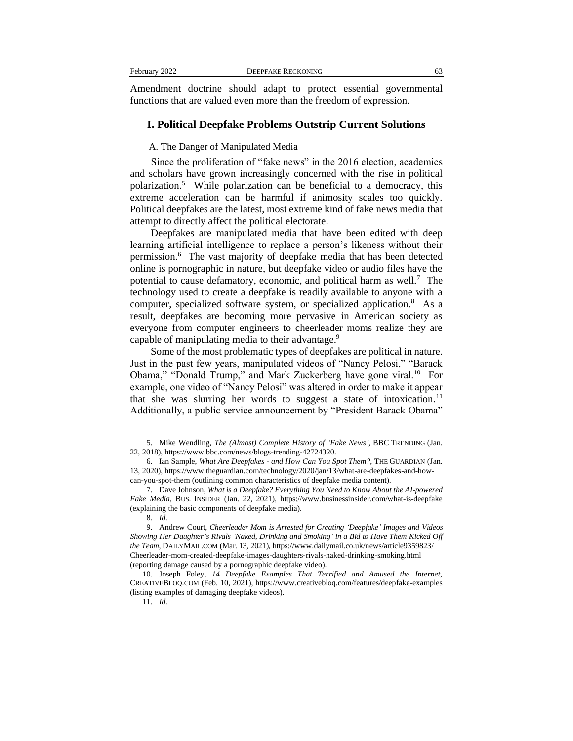Amendment doctrine should adapt to protect essential governmental functions that are valued even more than the freedom of expression.

## I. Political Deepfake Problems Outstrip Current Solutions

### A. The Danger of Manipulated Media

Since the proliferation of "fake news" in the 2016 election, academics and scholars have grown increasingly concerned with the rise in political polarization.[5] While polarization can be beneficial to a democracy, this extreme acceleration can be harmful if animosity scales too quickly. Political deepfakes are the latest, most extreme kind of fake news media that attempt to directly affect the political electorate.

Deepfakes are manipulated media that have been edited with deep learning artificial intelligence to replace a person's likeness without their permission.[6] The vast majority of deepfake media that has been detected online is pornographic in nature, but deepfake video or audio files have the potential to cause defamatory, economic, and political harm as well.[7] The technology used to create a deepfake is readily available to anyone with a computer, specialized software system, or specialized application.[8] As a result, deepfakes are becoming more pervasive in American society as everyone from computer engineers to cheerleader moms realize they are capable of manipulating media to their advantage.[9]

Some of the most problematic types of deepfakes are political in nature. Just in the past few years, manipulated videos of "Nancy Pelosi," "Barack Obama," "Donald Trump," and Mark Zuckerberg have gone viral.[10] For example, one video of "Nancy Pelosi" was altered in order to make it appear that she was slurring her words to suggest a state of intoxication.[11] Additionally, a public service announcement by "President Barack Obama"

---

5. Mike Wendling, *The (Almost) Complete History of 'Fake News'*, BBC TRENDING (Jan. 22, 2018), https://www.bbc.com/news/blogs-trending-42724320.

6. Ian Sample, *What Are Deepfakes - and How Can You Spot Them?*, THE GUARDIAN (Jan. 13, 2020), https://www.theguardian.com/technology/2020/jan/13/what-are-deepfakes-and-how-can-you-spot-them (outlining common characteristics of deepfake media content).

7. Dave Johnson, *What is a Deepfake? Everything You Need to Know About the AI-powered Fake Media*, BUS. INSIDER (Jan. 22, 2021), https://www.businessinsider.com/what-is-deepfake (explaining the basic components of deepfake media).

8. *Id.*

9. Andrew Court, *Cheerleader Mom is Arrested for Creating 'Deepfake' Images and Videos Showing Her Daughter's Rivals 'Naked, Drinking and Smoking' in a Bid to Have Them Kicked Off the Team*, DAILYMAIL.COM (Mar. 13, 2021), https://www.dailymail.co.uk/news/article9359823/Cheerleader-mom-created-deepfake-images-daughters-rivals-naked-drinking-smoking.html (reporting damage caused by a pornographic deepfake video).

10. Joseph Foley, *14 Deepfake Examples That Terrified and Amused the Internet*, CREATIVEBLOQ.COM (Feb. 10, 2021), https://www.creativebloq.com/features/deepfake-examples (listing examples of damaging deepfake videos).

11. *Id.*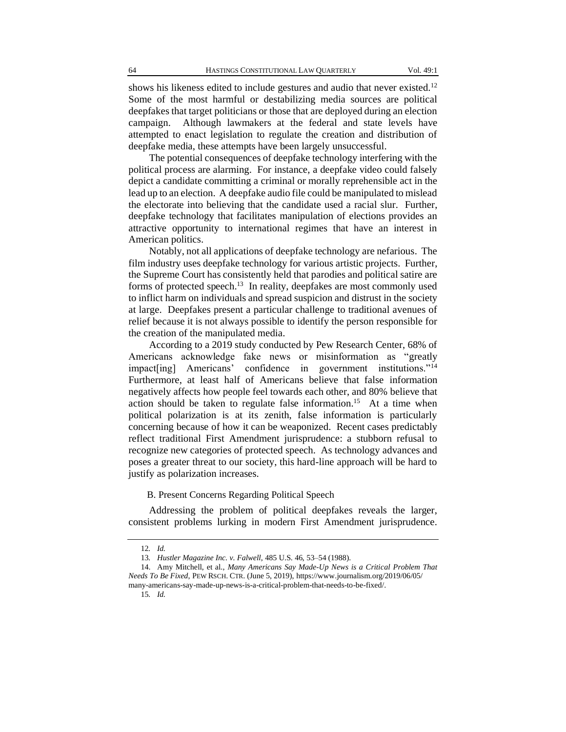shows his likeness edited to include gestures and audio that never existed.[12] Some of the most harmful or destabilizing media sources are political deepfakes that target politicians or those that are deployed during an election campaign. Although lawmakers at the federal and state levels have attempted to enact legislation to regulate the creation and distribution of deepfake media, these attempts have been largely unsuccessful.

The potential consequences of deepfake technology interfering with the political process are alarming. For instance, a deepfake video could falsely depict a candidate committing a criminal or morally reprehensible act in the lead up to an election. A deepfake audio file could be manipulated to mislead the electorate into believing that the candidate used a racial slur. Further, deepfake technology that facilitates manipulation of elections provides an attractive opportunity to international regimes that have an interest in American politics.

Notably, not all applications of deepfake technology are nefarious. The film industry uses deepfake technology for various artistic projects. Further, the Supreme Court has consistently held that parodies and political satire are forms of protected speech.[13] In reality, deepfakes are most commonly used to inflict harm on individuals and spread suspicion and distrust in the society at large. Deepfakes present a particular challenge to traditional avenues of relief because it is not always possible to identify the person responsible for the creation of the manipulated media.

According to a 2019 study conducted by Pew Research Center, 68% of Americans acknowledge fake news or misinformation as "greatly impact[ing] Americans' confidence in government institutions."[14] Furthermore, at least half of Americans believe that false information negatively affects how people feel towards each other, and 80% believe that action should be taken to regulate false information.[15] At a time when political polarization is at its zenith, false information is particularly concerning because of how it can be weaponized. Recent cases predictably reflect traditional First Amendment jurisprudence: a stubborn refusal to recognize new categories of protected speech. As technology advances and poses a greater threat to our society, this hard-line approach will be hard to justify as polarization increases.

### B. Present Concerns Regarding Political Speech

Addressing the problem of political deepfakes reveals the larger, consistent problems lurking in modern First Amendment jurisprudence.

---

12. *Id.*

13. *Hustler Magazine Inc. v. Falwell*, 485 U.S. 46, 53–54 (1988).

14. Amy Mitchell, et al., *Many Americans Say Made-Up News is a Critical Problem That Needs To Be Fixed*, PEW RSCH. CTR. (June 5, 2019), https://www.journalism.org/2019/06/05/many-americans-say-made-up-news-is-a-critical-problem-that-needs-to-be-fixed/.

15. *Id.*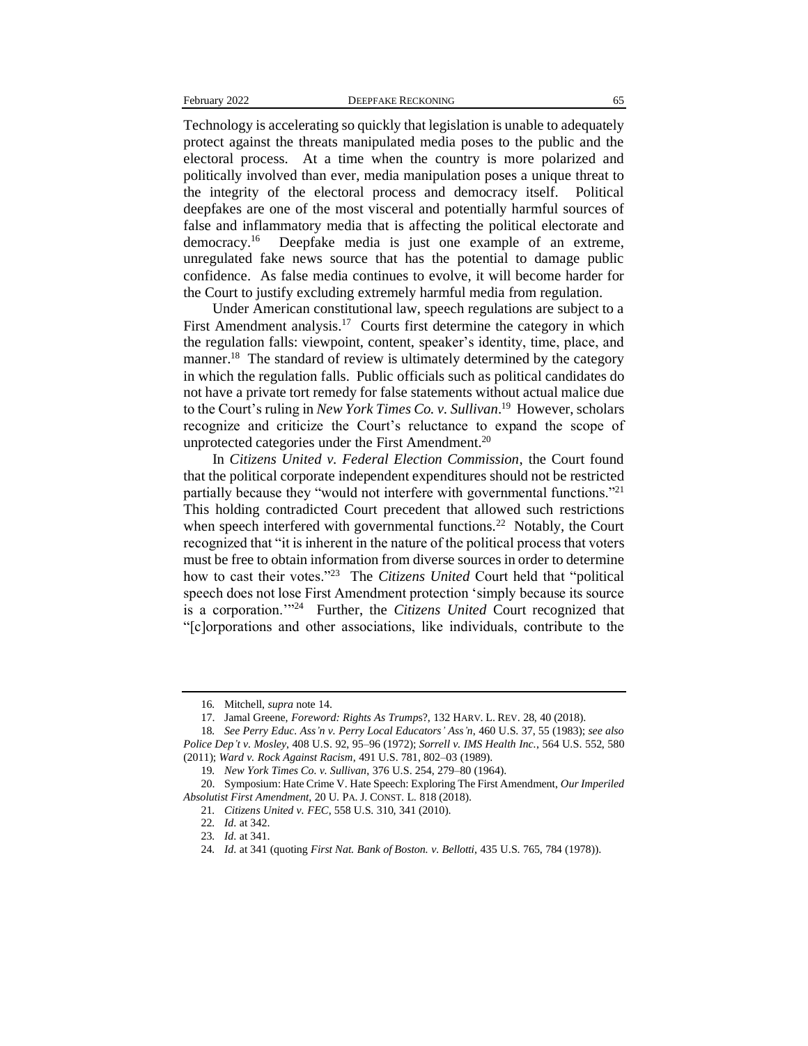Technology is accelerating so quickly that legislation is unable to adequately protect against the threats manipulated media poses to the public and the electoral process. At a time when the country is more polarized and politically involved than ever, media manipulation poses a unique threat to the integrity of the electoral process and democracy itself. Political deepfakes are one of the most visceral and potentially harmful sources of false and inflammatory media that is affecting the political electorate and democracy.[16] Deepfake media is just one example of an extreme, unregulated fake news source that has the potential to damage public confidence. As false media continues to evolve, it will become harder for the Court to justify excluding extremely harmful media from regulation.

Under American constitutional law, speech regulations are subject to a First Amendment analysis.[17] Courts first determine the category in which the regulation falls: viewpoint, content, speaker's identity, time, place, and manner.[18] The standard of review is ultimately determined by the category in which the regulation falls. Public officials such as political candidates do not have a private tort remedy for false statements without actual malice due to the Court's ruling in *New York Times Co. v. Sullivan*.[19] However, scholars recognize and criticize the Court's reluctance to expand the scope of unprotected categories under the First Amendment.[20]

In *Citizens United v. Federal Election Commission*, the Court found that the political corporate independent expenditures should not be restricted partially because they "would not interfere with governmental functions."[21] This holding contradicted Court precedent that allowed such restrictions when speech interfered with governmental functions.[22] Notably, the Court recognized that "it is inherent in the nature of the political process that voters must be free to obtain information from diverse sources in order to determine how to cast their votes."[23] The *Citizens United* Court held that "political speech does not lose First Amendment protection 'simply because its source is a corporation.'"[24] Further, the *Citizens United* Court recognized that "[c]orporations and other associations, like individuals, contribute to the

---

16. Mitchell, *supra* note 14.

17. Jamal Greene, *Foreword: Rights As Trumps*?, 132 HARV. L. REV. 28, 40 (2018).

18. *See Perry Educ. Ass'n v. Perry Local Educators' Ass'n*, 460 U.S. 37, 55 (1983); *see also Police Dep't v. Mosley*, 408 U.S. 92, 95–96 (1972); *Sorrell v. IMS Health Inc.*, 564 U.S. 552, 580 (2011); *Ward v. Rock Against Racism*, 491 U.S. 781, 802–03 (1989).

19. *New York Times Co. v. Sullivan*, 376 U.S. 254, 279–80 (1964).

20. Symposium: Hate Crime V. Hate Speech: Exploring The First Amendment, *Our Imperiled Absolutist First Amendment*, 20 U. PA. J. CONST. L. 818 (2018).

21. *Citizens United v. FEC*, 558 U.S. 310, 341 (2010).

22. *Id.* at 342.

23. *Id.* at 341.

24. *Id.* at 341 (quoting *First Nat. Bank of Boston. v. Bellotti*, 435 U.S. 765, 784 (1978)).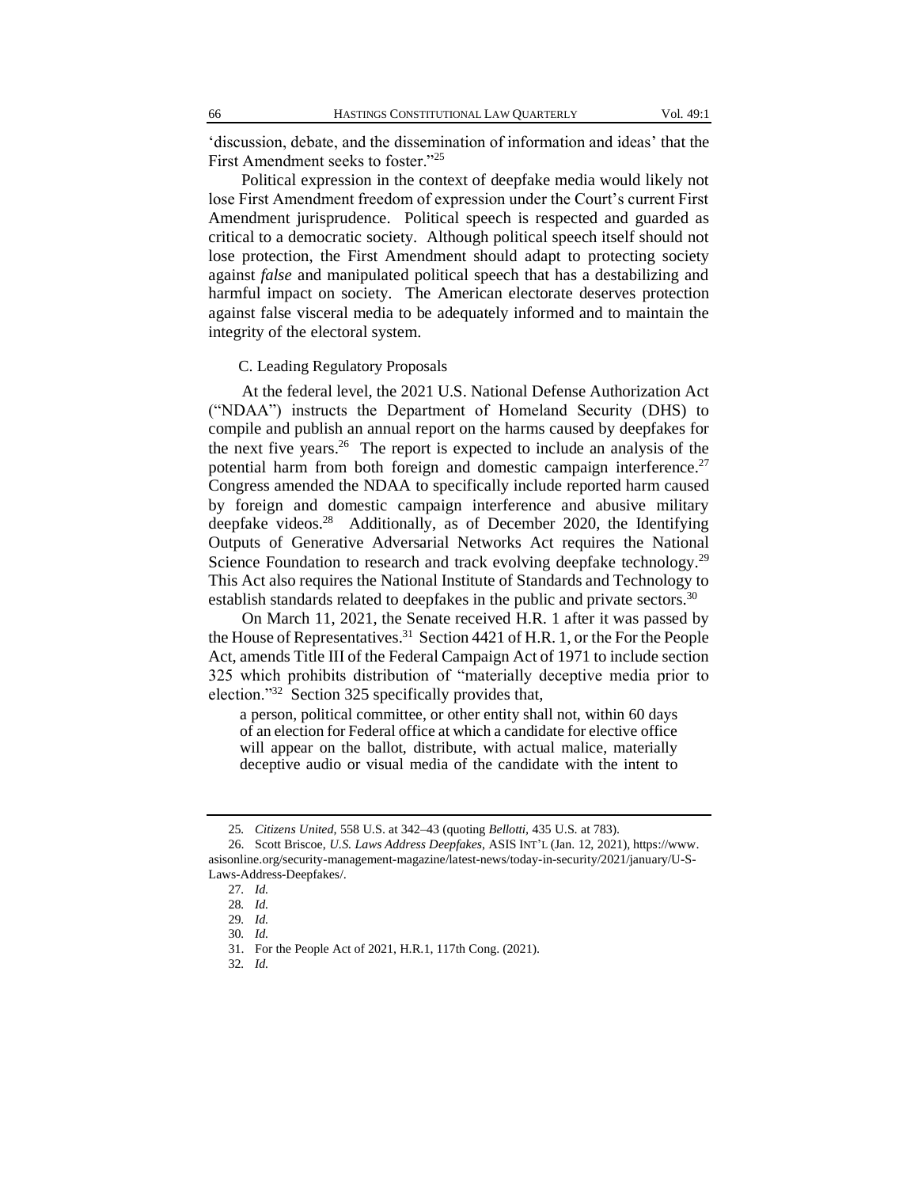'discussion, debate, and the dissemination of information and ideas' that the First Amendment seeks to foster."[25]

Political expression in the context of deepfake media would likely not lose First Amendment freedom of expression under the Court's current First Amendment jurisprudence. Political speech is respected and guarded as critical to a democratic society. Although political speech itself should not lose protection, the First Amendment should adapt to protecting society against *false* and manipulated political speech that has a destabilizing and harmful impact on society. The American electorate deserves protection against false visceral media to be adequately informed and to maintain the integrity of the electoral system.

### C. Leading Regulatory Proposals

At the federal level, the 2021 U.S. National Defense Authorization Act ("NDAA") instructs the Department of Homeland Security (DHS) to compile and publish an annual report on the harms caused by deepfakes for the next five years.[26] The report is expected to include an analysis of the potential harm from both foreign and domestic campaign interference.[27] Congress amended the NDAA to specifically include reported harm caused by foreign and domestic campaign interference and abusive military deepfake videos.[28] Additionally, as of December 2020, the Identifying Outputs of Generative Adversarial Networks Act requires the National Science Foundation to research and track evolving deepfake technology.[29] This Act also requires the National Institute of Standards and Technology to establish standards related to deepfakes in the public and private sectors.[30]

On March 11, 2021, the Senate received H.R. 1 after it was passed by the House of Representatives.[31] Section 4421 of H.R. 1, or the For the People Act, amends Title III of the Federal Campaign Act of 1971 to include section 325 which prohibits distribution of "materially deceptive media prior to election."[32] Section 325 specifically provides that,

> a person, political committee, or other entity shall not, within 60 days of an election for Federal office at which a candidate for elective office will appear on the ballot, distribute, with actual malice, materially deceptive audio or visual media of the candidate with the intent to

---

25. *Citizens United*, 558 U.S. at 342–43 (quoting *Bellotti*, 435 U.S. at 783).

26. Scott Briscoe, *U.S. Laws Address Deepfakes*, ASIS INT'L (Jan. 12, 2021), https://www.asisonline.org/security-management-magazine/latest-news/today-in-security/2021/january/U-S-Laws-Address-Deepfakes/.

27. *Id.*

28. *Id.*

29. *Id.*

30. *Id.*

31. For the People Act of 2021, H.R.1, 117th Cong. (2021).

32. *Id.*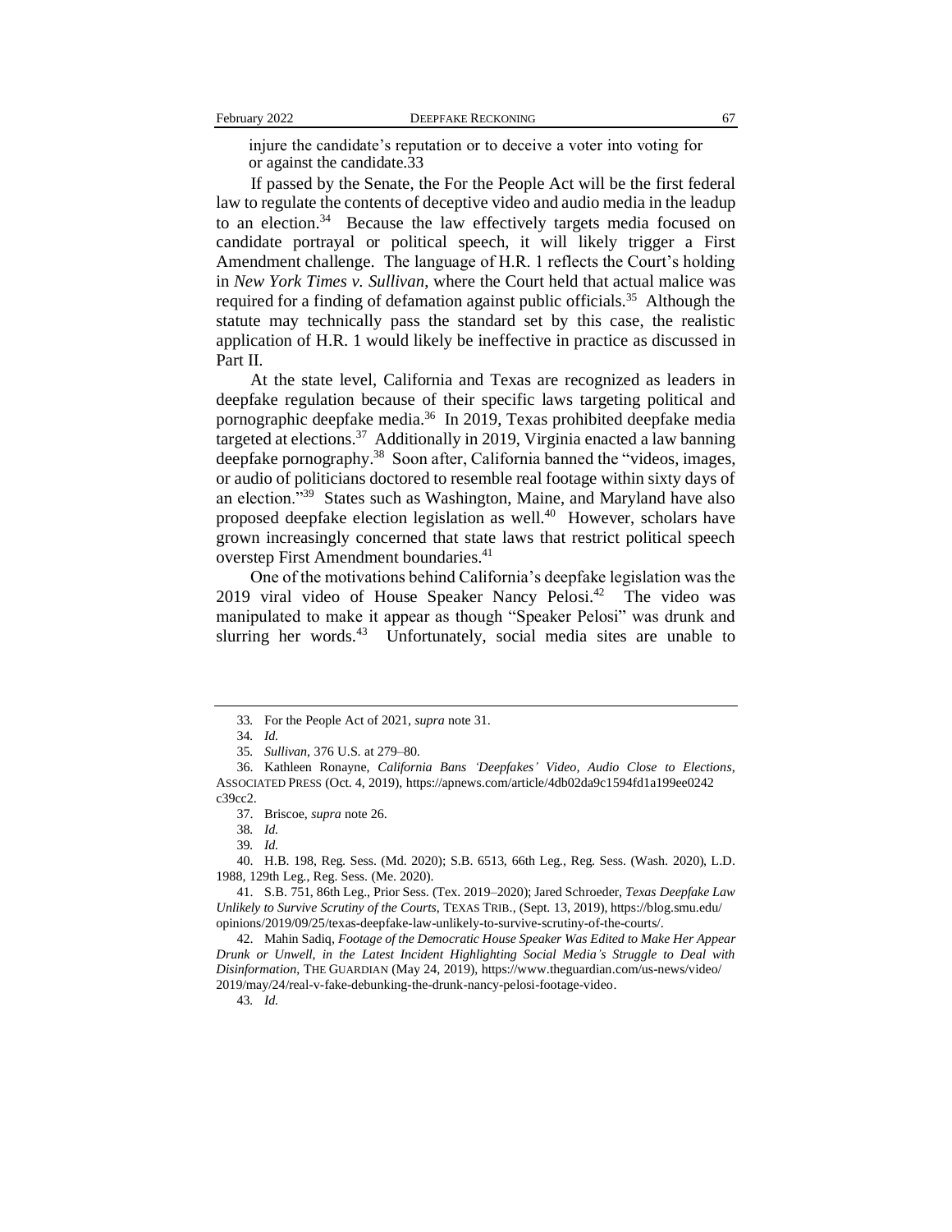injure the candidate's reputation or to deceive a voter into voting for or against the candidate.33

If passed by the Senate, the For the People Act will be the first federal law to regulate the contents of deceptive video and audio media in the leadup to an election.[34] Because the law effectively targets media focused on candidate portrayal or political speech, it will likely trigger a First Amendment challenge. The language of H.R. 1 reflects the Court's holding in *New York Times v. Sullivan*, where the Court held that actual malice was required for a finding of defamation against public officials.[35] Although the statute may technically pass the standard set by this case, the realistic application of H.R. 1 would likely be ineffective in practice as discussed in Part II.

At the state level, California and Texas are recognized as leaders in deepfake regulation because of their specific laws targeting political and pornographic deepfake media.[36] In 2019, Texas prohibited deepfake media targeted at elections.[37] Additionally in 2019, Virginia enacted a law banning deepfake pornography.[38] Soon after, California banned the "videos, images, or audio of politicians doctored to resemble real footage within sixty days of an election."[39] States such as Washington, Maine, and Maryland have also proposed deepfake election legislation as well.[40] However, scholars have grown increasingly concerned that state laws that restrict political speech overstep First Amendment boundaries.[41]

One of the motivations behind California's deepfake legislation was the 2019 viral video of House Speaker Nancy Pelosi.[42] The video was manipulated to make it appear as though "Speaker Pelosi" was drunk and slurring her words.[43] Unfortunately, social media sites are unable to

---

33. For the People Act of 2021, *supra* note 31.

34. *Id.*

35. *Sullivan*, 376 U.S. at 279–80.

36. Kathleen Ronayne, *California Bans 'Deepfakes' Video, Audio Close to Elections*, ASSOCIATED PRESS (Oct. 4, 2019), https://apnews.com/article/4db02da9c1594fd1a199ee0242c39cc2.

37. Briscoe, *supra* note 26.

38. *Id.*

39. *Id.*

40. H.B. 198, Reg. Sess. (Md. 2020); S.B. 6513, 66th Leg., Reg. Sess. (Wash. 2020), L.D. 1988, 129th Leg., Reg. Sess. (Me. 2020).

41. S.B. 751, 86th Leg., Prior Sess. (Tex. 2019–2020); Jared Schroeder, *Texas Deepfake Law Unlikely to Survive Scrutiny of the Courts*, TEXAS TRIB., (Sept. 13, 2019), https://blog.smu.edu/opinions/2019/09/25/texas-deepfake-law-unlikely-to-survive-scrutiny-of-the-courts/.

42. Mahin Sadiq, *Footage of the Democratic House Speaker Was Edited to Make Her Appear Drunk or Unwell, in the Latest Incident Highlighting Social Media's Struggle to Deal with Disinformation*, THE GUARDIAN (May 24, 2019), https://www.theguardian.com/us-news/video/2019/may/24/real-v-fake-debunking-the-drunk-nancy-pelosi-footage-video.

43. *Id.*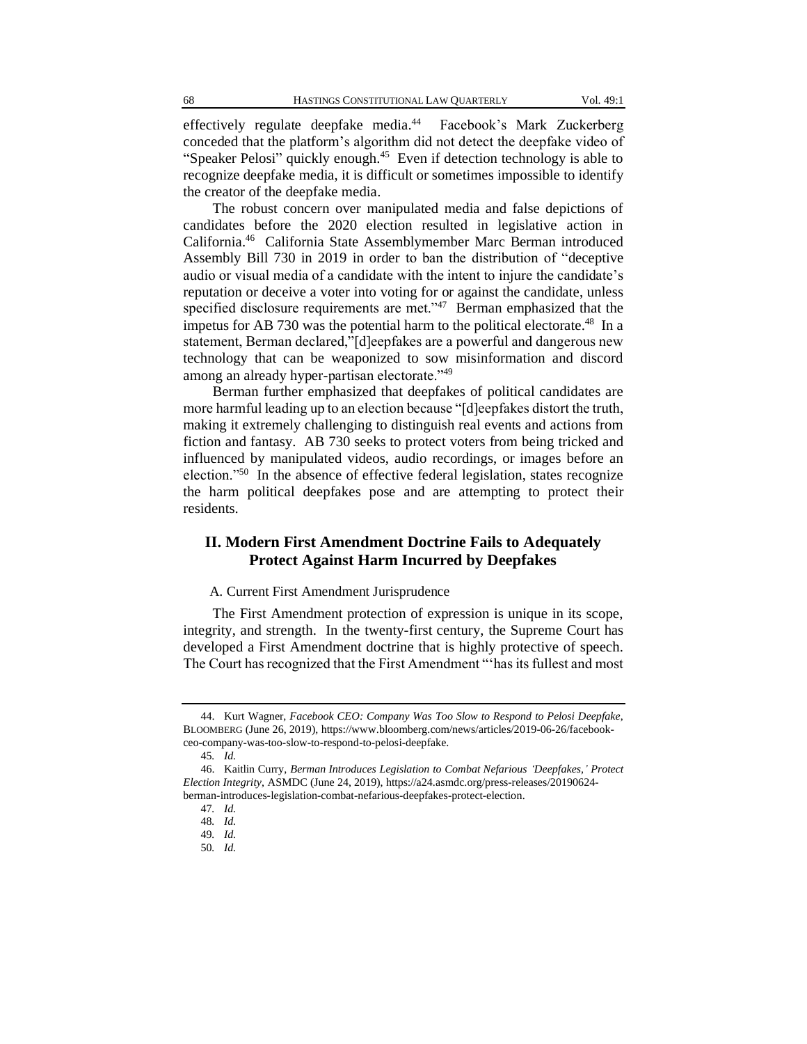effectively regulate deepfake media.[44] Facebook's Mark Zuckerberg conceded that the platform's algorithm did not detect the deepfake video of "Speaker Pelosi" quickly enough.[45] Even if detection technology is able to recognize deepfake media, it is difficult or sometimes impossible to identify the creator of the deepfake media.

The robust concern over manipulated media and false depictions of candidates before the 2020 election resulted in legislative action in California.[46] California State Assemblymember Marc Berman introduced Assembly Bill 730 in 2019 in order to ban the distribution of "deceptive audio or visual media of a candidate with the intent to injure the candidate's reputation or deceive a voter into voting for or against the candidate, unless specified disclosure requirements are met."[47] Berman emphasized that the impetus for AB 730 was the potential harm to the political electorate.[48] In a statement, Berman declared,"[d]eepfakes are a powerful and dangerous new technology that can be weaponized to sow misinformation and discord among an already hyper-partisan electorate."[49]

Berman further emphasized that deepfakes of political candidates are more harmful leading up to an election because "[d]eepfakes distort the truth, making it extremely challenging to distinguish real events and actions from fiction and fantasy. AB 730 seeks to protect voters from being tricked and influenced by manipulated videos, audio recordings, or images before an election."[50] In the absence of effective federal legislation, states recognize the harm political deepfakes pose and are attempting to protect their residents.

## II. Modern First Amendment Doctrine Fails to Adequately Protect Against Harm Incurred by Deepfakes

### A. Current First Amendment Jurisprudence

The First Amendment protection of expression is unique in its scope, integrity, and strength. In the twenty-first century, the Supreme Court has developed a First Amendment doctrine that is highly protective of speech. The Court has recognized that the First Amendment "'has its fullest and most

---

44. Kurt Wagner, *Facebook CEO: Company Was Too Slow to Respond to Pelosi Deepfake*, BLOOMBERG (June 26, 2019), https://www.bloomberg.com/news/articles/2019-06-26/facebook-ceo-company-was-too-slow-to-respond-to-pelosi-deepfake.

45. *Id.*

46. Kaitlin Curry, *Berman Introduces Legislation to Combat Nefarious 'Deepfakes,' Protect Election Integrity*, ASMDC (June 24, 2019), https://a24.asmdc.org/press-releases/20190624-berman-introduces-legislation-combat-nefarious-deepfakes-protect-election.

47. *Id.*

48. *Id.*

49. *Id.*

50. *Id.*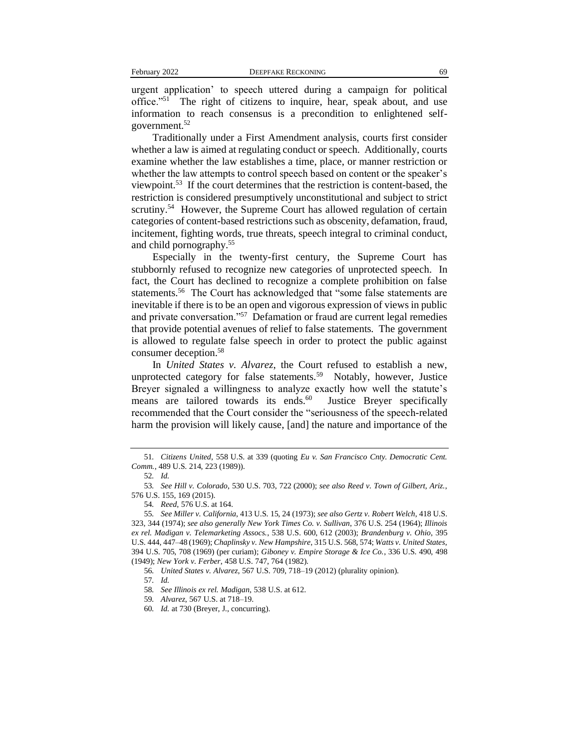urgent application' to speech uttered during a campaign for political office."[51] The right of citizens to inquire, hear, speak about, and use information to reach consensus is a precondition to enlightened self-government.[52]

Traditionally under a First Amendment analysis, courts first consider whether a law is aimed at regulating conduct or speech. Additionally, courts examine whether the law establishes a time, place, or manner restriction or whether the law attempts to control speech based on content or the speaker's viewpoint.[53] If the court determines that the restriction is content-based, the restriction is considered presumptively unconstitutional and subject to strict scrutiny.[54] However, the Supreme Court has allowed regulation of certain categories of content-based restrictions such as obscenity, defamation, fraud, incitement, fighting words, true threats, speech integral to criminal conduct, and child pornography.[55]

Especially in the twenty-first century, the Supreme Court has stubbornly refused to recognize new categories of unprotected speech. In fact, the Court has declined to recognize a complete prohibition on false statements.[56] The Court has acknowledged that "some false statements are inevitable if there is to be an open and vigorous expression of views in public and private conversation."[57] Defamation or fraud are current legal remedies that provide potential avenues of relief to false statements. The government is allowed to regulate false speech in order to protect the public against consumer deception.[58]

In *United States v. Alvarez*, the Court refused to establish a new, unprotected category for false statements.[59] Notably, however, Justice Breyer signaled a willingness to analyze exactly how well the statute's means are tailored towards its ends.[60] Justice Breyer specifically recommended that the Court consider the "seriousness of the speech-related harm the provision will likely cause, [and] the nature and importance of the

---

51. *Citizens United*, 558 U.S. at 339 (quoting *Eu v. San Francisco Cnty. Democratic Cent. Comm.*, 489 U.S. 214, 223 (1989)).

52. *Id.*

53. *See Hill v. Colorado*, 530 U.S. 703, 722 (2000); *see also Reed v. Town of Gilbert, Ariz.*, 576 U.S. 155, 169 (2015).

54. *Reed*, 576 U.S. at 164.

55. *See Miller v. California*, 413 U.S. 15, 24 (1973); *see also Gertz v. Robert Welch*, 418 U.S. 323, 344 (1974); *see also generally New York Times Co. v. Sullivan*, 376 U.S. 254 (1964); *Illinois ex rel. Madigan v. Telemarketing Assocs.*, 538 U.S. 600, 612 (2003); *Brandenburg v. Ohio*, 395 U.S. 444, 447–48 (1969); *Chaplinsky v. New Hampshire*, 315 U.S. 568, 574; *Watts v. United States*, 394 U.S. 705, 708 (1969) (per curiam); *Giboney v. Empire Storage & Ice Co.*, 336 U.S. 490, 498 (1949); *New York v. Ferber*, 458 U.S. 747, 764 (1982).

56. *United States v. Alvarez*, 567 U.S. 709, 718–19 (2012) (plurality opinion).

57. *Id.*

58. *See Illinois ex rel. Madigan*, 538 U.S. at 612.

59. *Alvarez*, 567 U.S. at 718–19.

60. *Id.* at 730 (Breyer, J., concurring).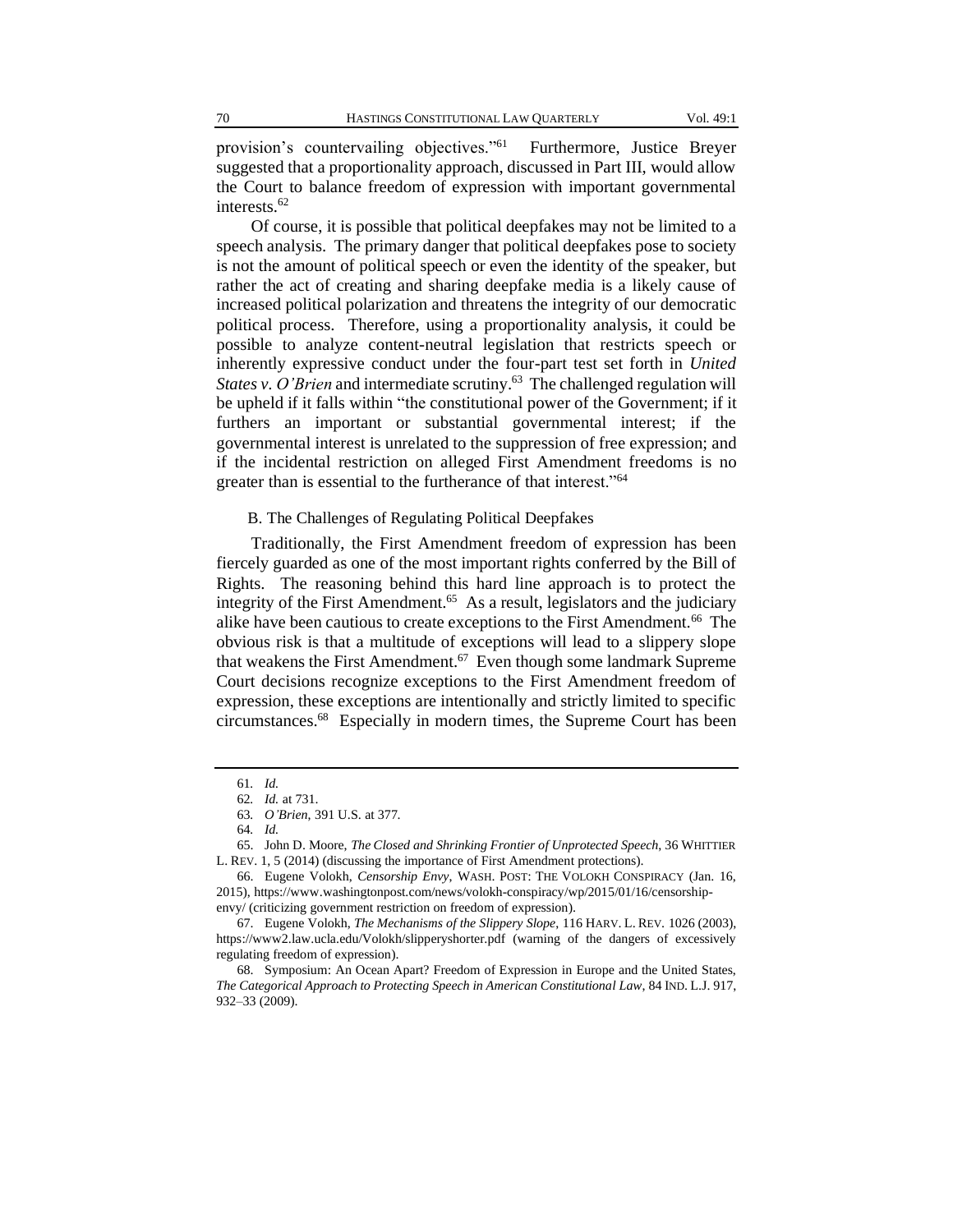provision's countervailing objectives."[61] Furthermore, Justice Breyer suggested that a proportionality approach, discussed in Part III, would allow the Court to balance freedom of expression with important governmental interests.[62]

Of course, it is possible that political deepfakes may not be limited to a speech analysis. The primary danger that political deepfakes pose to society is not the amount of political speech or even the identity of the speaker, but rather the act of creating and sharing deepfake media is a likely cause of increased political polarization and threatens the integrity of our democratic political process. Therefore, using a proportionality analysis, it could be possible to analyze content-neutral legislation that restricts speech or inherently expressive conduct under the four-part test set forth in *United States v. O'Brien* and intermediate scrutiny.[63] The challenged regulation will be upheld if it falls within "the constitutional power of the Government; if it furthers an important or substantial governmental interest; if the governmental interest is unrelated to the suppression of free expression; and if the incidental restriction on alleged First Amendment freedoms is no greater than is essential to the furtherance of that interest."[64]

### B. The Challenges of Regulating Political Deepfakes

Traditionally, the First Amendment freedom of expression has been fiercely guarded as one of the most important rights conferred by the Bill of Rights. The reasoning behind this hard line approach is to protect the integrity of the First Amendment.[65] As a result, legislators and the judiciary alike have been cautious to create exceptions to the First Amendment.[66] The obvious risk is that a multitude of exceptions will lead to a slippery slope that weakens the First Amendment.[67] Even though some landmark Supreme Court decisions recognize exceptions to the First Amendment freedom of expression, these exceptions are intentionally and strictly limited to specific circumstances.[68] Especially in modern times, the Supreme Court has been

---

61. *Id.*

62. *Id.* at 731.

63. *O'Brien*, 391 U.S. at 377.

64. *Id.*

65. John D. Moore, *The Closed and Shrinking Frontier of Unprotected Speech*, 36 WHITTIER L. REV. 1, 5 (2014) (discussing the importance of First Amendment protections).

66. Eugene Volokh, *Censorship Envy*, WASH. POST: THE VOLOKH CONSPIRACY (Jan. 16, 2015), https://www.washingtonpost.com/news/volokh-conspiracy/wp/2015/01/16/censorship-envy/ (criticizing government restriction on freedom of expression).

67. Eugene Volokh, *The Mechanisms of the Slippery Slope*, 116 HARV. L. REV. 1026 (2003), https://www2.law.ucla.edu/Volokh/slipperyshorter.pdf (warning of the dangers of excessively regulating freedom of expression).

68. Symposium: An Ocean Apart? Freedom of Expression in Europe and the United States, *The Categorical Approach to Protecting Speech in American Constitutional Law*, 84 IND. L.J. 917, 932–33 (2009).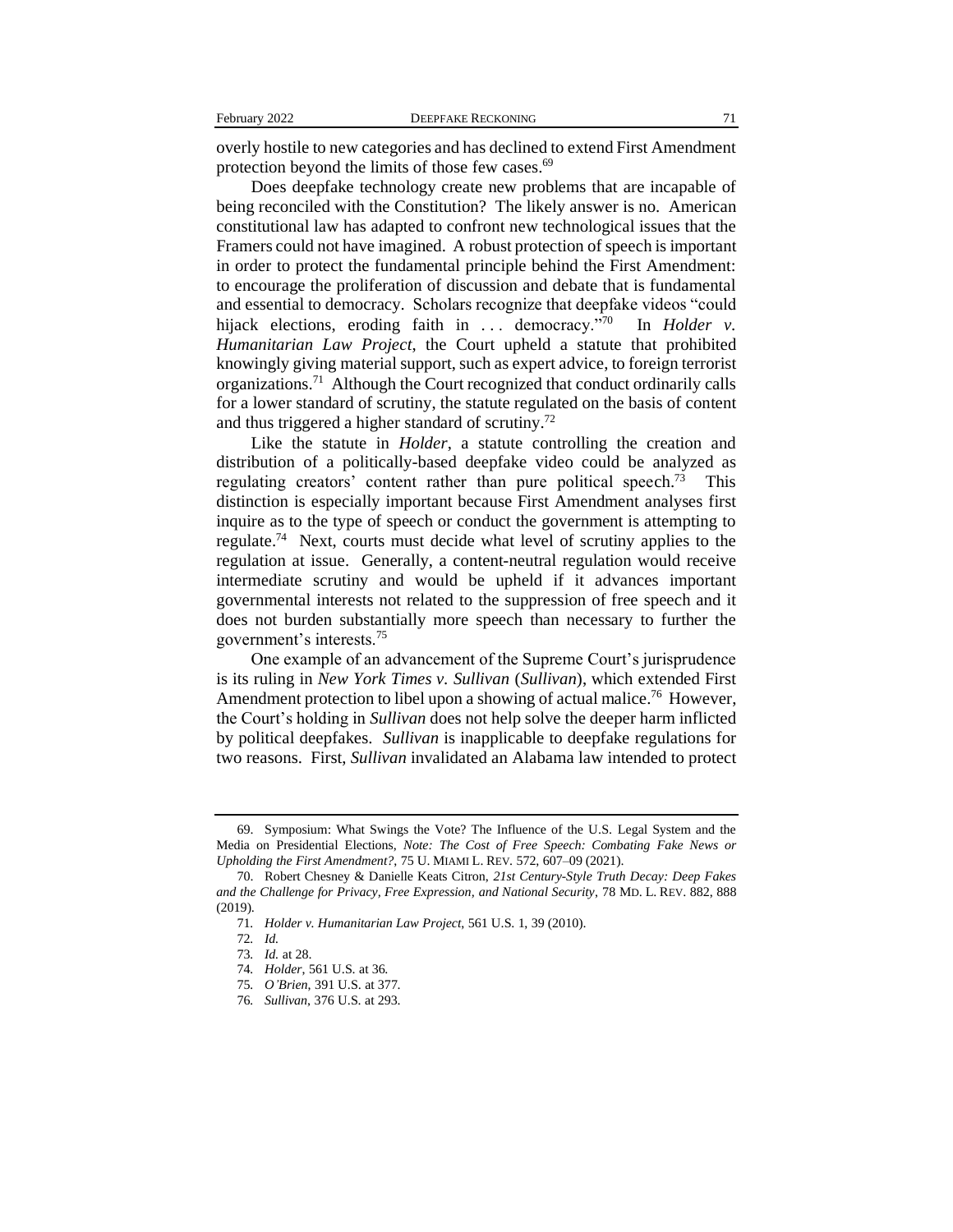overly hostile to new categories and has declined to extend First Amendment protection beyond the limits of those few cases.[69]

Does deepfake technology create new problems that are incapable of being reconciled with the Constitution? The likely answer is no. American constitutional law has adapted to confront new technological issues that the Framers could not have imagined. A robust protection of speech is important in order to protect the fundamental principle behind the First Amendment: to encourage the proliferation of discussion and debate that is fundamental and essential to democracy. Scholars recognize that deepfake videos "could hijack elections, eroding faith in . . . democracy."[70] In *Holder v. Humanitarian Law Project*, the Court upheld a statute that prohibited knowingly giving material support, such as expert advice, to foreign terrorist organizations.[71] Although the Court recognized that conduct ordinarily calls for a lower standard of scrutiny, the statute regulated on the basis of content and thus triggered a higher standard of scrutiny.[72]

Like the statute in *Holder*, a statute controlling the creation and distribution of a politically-based deepfake video could be analyzed as regulating creators' content rather than pure political speech.[73] This distinction is especially important because First Amendment analyses first inquire as to the type of speech or conduct the government is attempting to regulate.[74] Next, courts must decide what level of scrutiny applies to the regulation at issue. Generally, a content-neutral regulation would receive intermediate scrutiny and would be upheld if it advances important governmental interests not related to the suppression of free speech and it does not burden substantially more speech than necessary to further the government's interests.[75]

One example of an advancement of the Supreme Court's jurisprudence is its ruling in *New York Times v. Sullivan* (*Sullivan*), which extended First Amendment protection to libel upon a showing of actual malice.[76] However, the Court's holding in *Sullivan* does not help solve the deeper harm inflicted by political deepfakes. *Sullivan* is inapplicable to deepfake regulations for two reasons. First, *Sullivan* invalidated an Alabama law intended to protect

---

69. Symposium: What Swings the Vote? The Influence of the U.S. Legal System and the Media on Presidential Elections, *Note: The Cost of Free Speech: Combating Fake News or Upholding the First Amendment?*, 75 U. MIAMI L. REV. 572, 607–09 (2021).

70. Robert Chesney & Danielle Keats Citron, *21st Century-Style Truth Decay: Deep Fakes and the Challenge for Privacy, Free Expression, and National Security*, 78 MD. L. REV. 882, 888 (2019).

71. *Holder v. Humanitarian Law Project*, 561 U.S. 1, 39 (2010).

72. *Id.*

73. *Id.* at 28.

74. *Holder*, 561 U.S. at 36.

75. *O'Brien*, 391 U.S. at 377.

76. *Sullivan*, 376 U.S. at 293.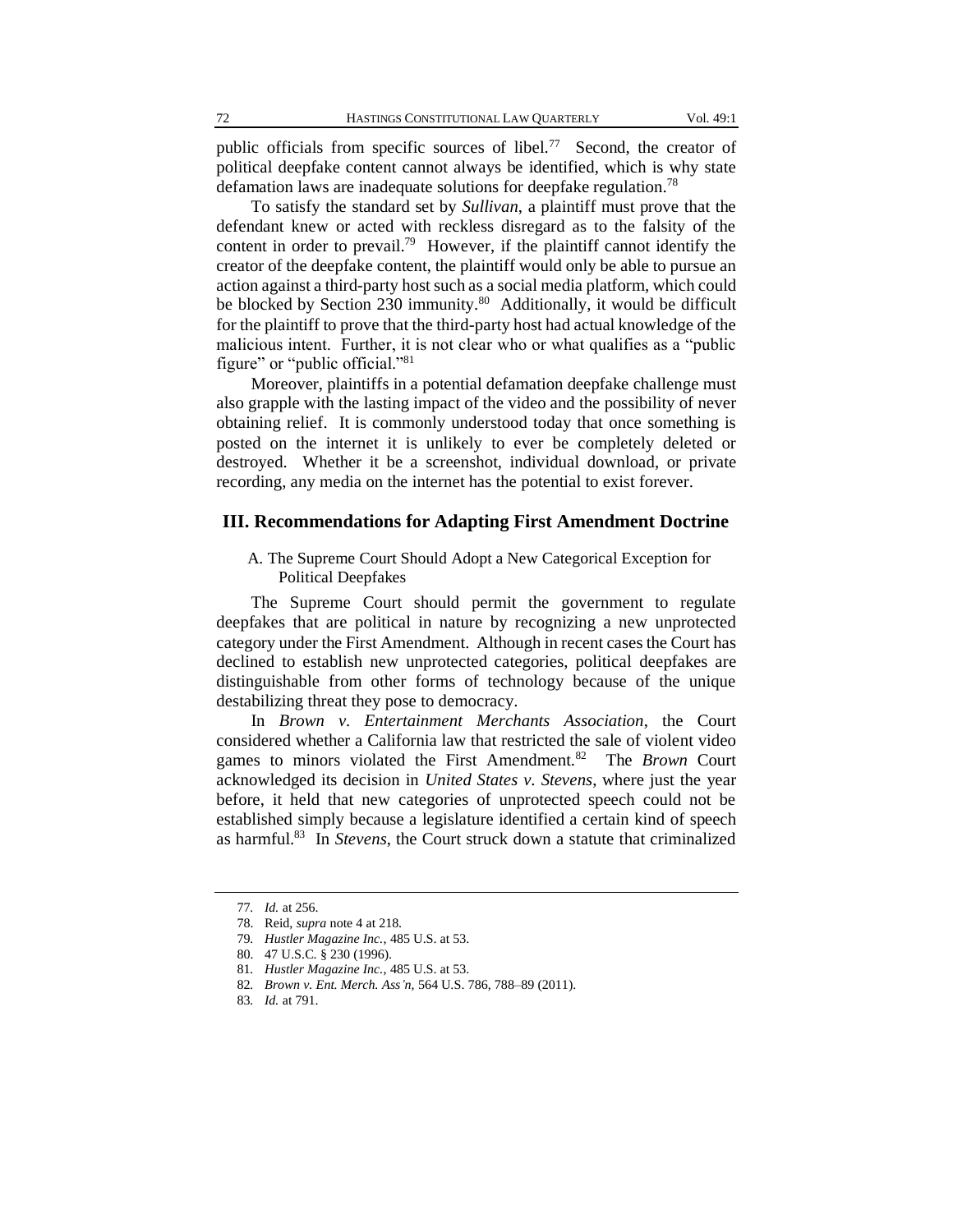public officials from specific sources of libel.[77] Second, the creator of political deepfake content cannot always be identified, which is why state defamation laws are inadequate solutions for deepfake regulation.[78]

To satisfy the standard set by *Sullivan*, a plaintiff must prove that the defendant knew or acted with reckless disregard as to the falsity of the content in order to prevail.[79] However, if the plaintiff cannot identify the creator of the deepfake content, the plaintiff would only be able to pursue an action against a third-party host such as a social media platform, which could be blocked by Section 230 immunity.[80] Additionally, it would be difficult for the plaintiff to prove that the third-party host had actual knowledge of the malicious intent. Further, it is not clear who or what qualifies as a "public figure" or "public official."[81]

Moreover, plaintiffs in a potential defamation deepfake challenge must also grapple with the lasting impact of the video and the possibility of never obtaining relief. It is commonly understood today that once something is posted on the internet it is unlikely to ever be completely deleted or destroyed. Whether it be a screenshot, individual download, or private recording, any media on the internet has the potential to exist forever.

## III. Recommendations for Adapting First Amendment Doctrine

### A. The Supreme Court Should Adopt a New Categorical Exception for Political Deepfakes

The Supreme Court should permit the government to regulate deepfakes that are political in nature by recognizing a new unprotected category under the First Amendment. Although in recent cases the Court has declined to establish new unprotected categories, political deepfakes are distinguishable from other forms of technology because of the unique destabilizing threat they pose to democracy.

In *Brown v. Entertainment Merchants Association*, the Court considered whether a California law that restricted the sale of violent video games to minors violated the First Amendment.[82] The *Brown* Court acknowledged its decision in *United States v. Stevens*, where just the year before, it held that new categories of unprotected speech could not be established simply because a legislature identified a certain kind of speech as harmful.[83] In *Stevens*, the Court struck down a statute that criminalized

---

77. *Id.* at 256.

78. Reid, *supra* note 4 at 218.

79. *Hustler Magazine Inc.*, 485 U.S. at 53.

80. 47 U.S.C. § 230 (1996).

81. *Hustler Magazine Inc.*, 485 U.S. at 53.

82. *Brown v. Ent. Merch. Ass'n*, 564 U.S. 786, 788–89 (2011).

83. *Id.* at 791.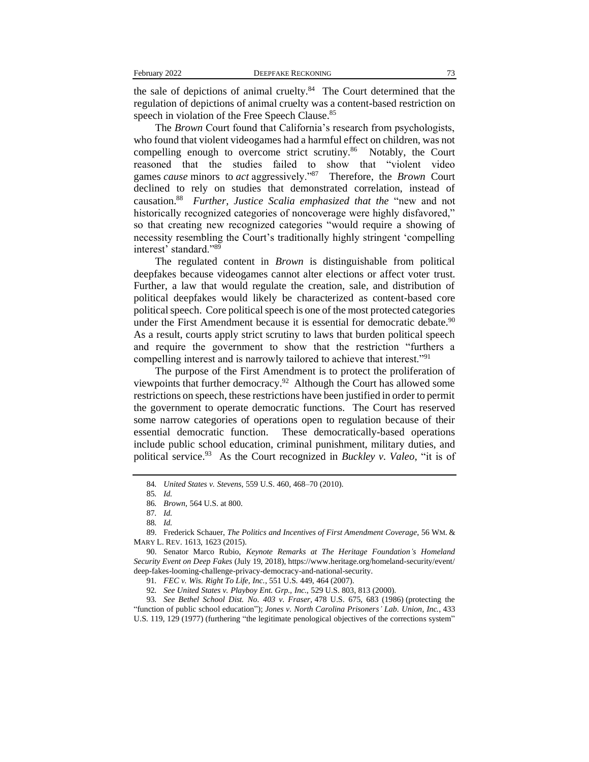the sale of depictions of animal cruelty.[84] The Court determined that the regulation of depictions of animal cruelty was a content-based restriction on speech in violation of the Free Speech Clause.[85]

The *Brown* Court found that California's research from psychologists, who found that violent videogames had a harmful effect on children, was not compelling enough to overcome strict scrutiny.[86] Notably, the Court reasoned that the studies failed to show that "violent video games *cause* minors to *act* aggressively."[87] Therefore, the *Brown* Court declined to rely on studies that demonstrated correlation, instead of causation.[88] *Further, Justice Scalia emphasized that the* "new and not historically recognized categories of noncoverage were highly disfavored," so that creating new recognized categories "would require a showing of necessity resembling the Court's traditionally highly stringent 'compelling interest' standard."[89]

The regulated content in *Brown* is distinguishable from political deepfakes because videogames cannot alter elections or affect voter trust. Further, a law that would regulate the creation, sale, and distribution of political deepfakes would likely be characterized as content-based core political speech. Core political speech is one of the most protected categories under the First Amendment because it is essential for democratic debate.[90] As a result, courts apply strict scrutiny to laws that burden political speech and require the government to show that the restriction "furthers a compelling interest and is narrowly tailored to achieve that interest."[91]

The purpose of the First Amendment is to protect the proliferation of viewpoints that further democracy.[92] Although the Court has allowed some restrictions on speech, these restrictions have been justified in order to permit the government to operate democratic functions. The Court has reserved some narrow categories of operations open to regulation because of their essential democratic function. These democratically-based operations include public school education, criminal punishment, military duties, and political service.[93] As the Court recognized in *Buckley v. Valeo*, "it is of

---

84. *United States v. Stevens*, 559 U.S. 460, 468–70 (2010).

85. *Id.*

86. *Brown*, 564 U.S. at 800.

87. *Id.*

88. *Id.*

89. Frederick Schauer, *The Politics and Incentives of First Amendment Coverage*, 56 WM. & MARY L. REV. 1613, 1623 (2015).

90. Senator Marco Rubio, *Keynote Remarks at The Heritage Foundation's Homeland Security Event on Deep Fakes* (July 19, 2018), https://www.heritage.org/homeland-security/event/deep-fakes-looming-challenge-privacy-democracy-and-national-security.

91. *FEC v. Wis. Right To Life, Inc.*, 551 U.S. 449, 464 (2007).

92. *See United States v. Playboy Ent. Grp., Inc.*, 529 U.S. 803, 813 (2000).

93. *See Bethel School Dist. No. 403 v. Fraser*, 478 U.S. 675, 683 (1986) (protecting the "function of public school education"); *Jones v. North Carolina Prisoners' Lab. Union, Inc.*, 433 U.S. 119, 129 (1977) (furthering "the legitimate penological objectives of the corrections system"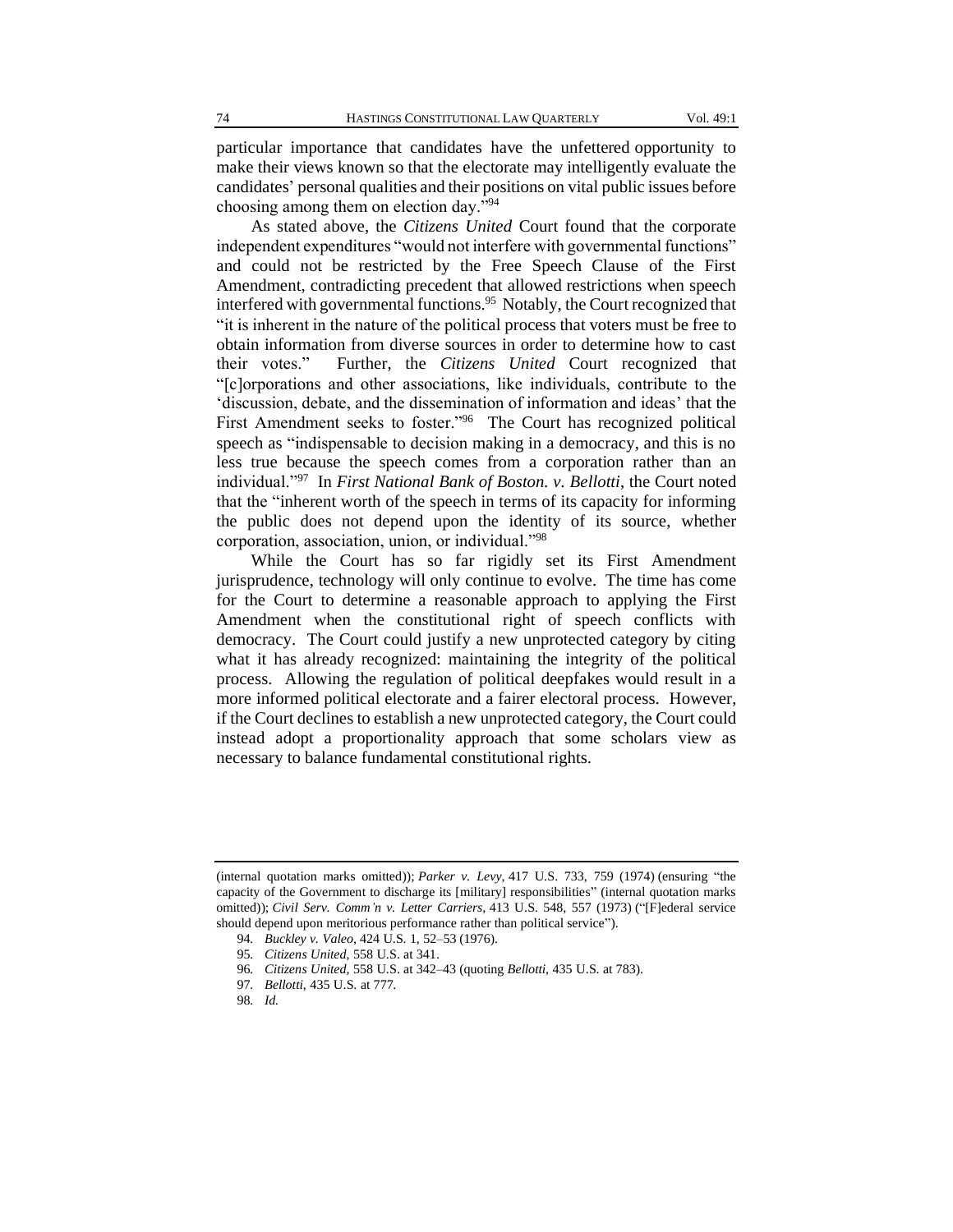particular importance that candidates have the unfettered opportunity to make their views known so that the electorate may intelligently evaluate the candidates' personal qualities and their positions on vital public issues before choosing among them on election day."[94]

As stated above, the *Citizens United* Court found that the corporate independent expenditures "would not interfere with governmental functions" and could not be restricted by the Free Speech Clause of the First Amendment, contradicting precedent that allowed restrictions when speech interfered with governmental functions.[95] Notably, the Court recognized that "it is inherent in the nature of the political process that voters must be free to obtain information from diverse sources in order to determine how to cast their votes." Further, the *Citizens United* Court recognized that "[c]orporations and other associations, like individuals, contribute to the 'discussion, debate, and the dissemination of information and ideas' that the First Amendment seeks to foster."[96] The Court has recognized political speech as "indispensable to decision making in a democracy, and this is no less true because the speech comes from a corporation rather than an individual."[97] In *First National Bank of Boston. v. Bellotti*, the Court noted that the "inherent worth of the speech in terms of its capacity for informing the public does not depend upon the identity of its source, whether corporation, association, union, or individual."[98]

While the Court has so far rigidly set its First Amendment jurisprudence, technology will only continue to evolve. The time has come for the Court to determine a reasonable approach to applying the First Amendment when the constitutional right of speech conflicts with democracy. The Court could justify a new unprotected category by citing what it has already recognized: maintaining the integrity of the political process. Allowing the regulation of political deepfakes would result in a more informed political electorate and a fairer electoral process. However, if the Court declines to establish a new unprotected category, the Court could instead adopt a proportionality approach that some scholars view as necessary to balance fundamental constitutional rights.

---

(internal quotation marks omitted)); *Parker v. Levy*, 417 U.S. 733, 759 (1974) (ensuring "the capacity of the Government to discharge its [military] responsibilities" (internal quotation marks omitted)); *Civil Serv. Comm'n v. Letter Carriers*, 413 U.S. 548, 557 (1973) ("[F]ederal service should depend upon meritorious performance rather than political service").

94. *Buckley v. Valeo*, 424 U.S. 1, 52–53 (1976).

95. *Citizens United*, 558 U.S. at 341.

96. *Citizens United*, 558 U.S. at 342–43 (quoting *Bellotti*, 435 U.S. at 783).

97. *Bellotti*, 435 U.S. at 777.

98. *Id.*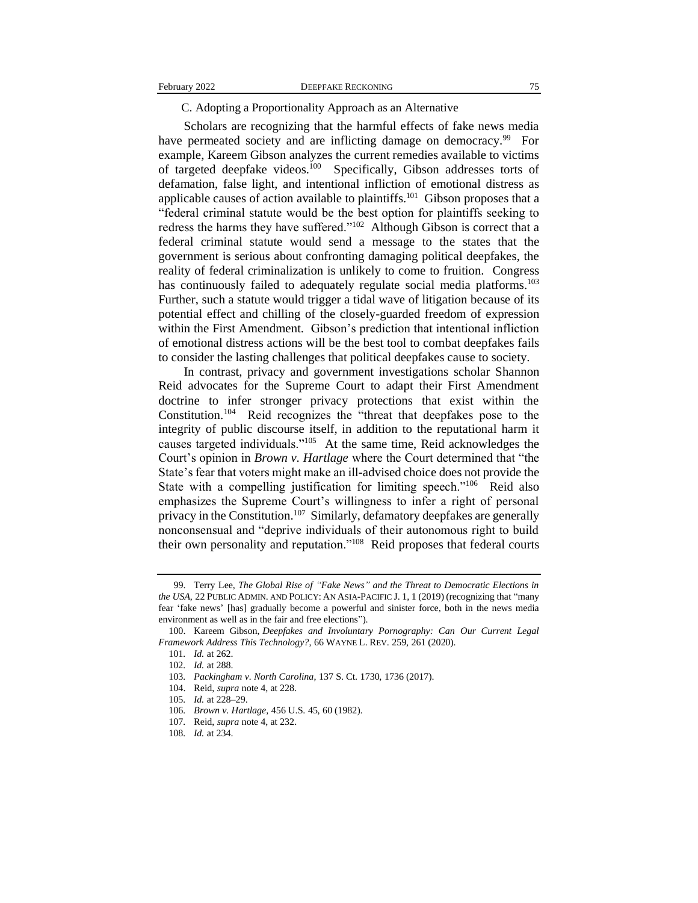### C. Adopting a Proportionality Approach as an Alternative

Scholars are recognizing that the harmful effects of fake news media have permeated society and are inflicting damage on democracy.[99] For example, Kareem Gibson analyzes the current remedies available to victims of targeted deepfake videos.[100] Specifically, Gibson addresses torts of defamation, false light, and intentional infliction of emotional distress as applicable causes of action available to plaintiffs.[101] Gibson proposes that a "federal criminal statute would be the best option for plaintiffs seeking to redress the harms they have suffered."[102] Although Gibson is correct that a federal criminal statute would send a message to the states that the government is serious about confronting damaging political deepfakes, the reality of federal criminalization is unlikely to come to fruition. Congress has continuously failed to adequately regulate social media platforms.[103] Further, such a statute would trigger a tidal wave of litigation because of its potential effect and chilling of the closely-guarded freedom of expression within the First Amendment. Gibson's prediction that intentional infliction of emotional distress actions will be the best tool to combat deepfakes fails to consider the lasting challenges that political deepfakes cause to society.

In contrast, privacy and government investigations scholar Shannon Reid advocates for the Supreme Court to adapt their First Amendment doctrine to infer stronger privacy protections that exist within the Constitution.[104] Reid recognizes the "threat that deepfakes pose to the integrity of public discourse itself, in addition to the reputational harm it causes targeted individuals."[105] At the same time, Reid acknowledges the Court's opinion in *Brown v. Hartlage* where the Court determined that "the State's fear that voters might make an ill-advised choice does not provide the State with a compelling justification for limiting speech."[106] Reid also emphasizes the Supreme Court's willingness to infer a right of personal privacy in the Constitution.[107] Similarly, defamatory deepfakes are generally nonconsensual and "deprive individuals of their autonomous right to build their own personality and reputation."[108] Reid proposes that federal courts

---

99. Terry Lee, *The Global Rise of "Fake News" and the Threat to Democratic Elections in the USA*, 22 PUBLIC ADMIN. AND POLICY: AN ASIA-PACIFIC J. 1, 1 (2019) (recognizing that "many fear 'fake news' [has] gradually become a powerful and sinister force, both in the news media environment as well as in the fair and free elections").

100. Kareem Gibson, *Deepfakes and Involuntary Pornography: Can Our Current Legal Framework Address This Technology?*, 66 WAYNE L. REV. 259, 261 (2020).

101. *Id.* at 262.

102. *Id.* at 288.

103. *Packingham v. North Carolina*, 137 S. Ct. 1730, 1736 (2017).

104. Reid, *supra* note 4, at 228.

105. *Id.* at 228–29.

106. *Brown v. Hartlage*, 456 U.S. 45, 60 (1982).

107. Reid, *supra* note 4, at 232.

108. *Id.* at 234.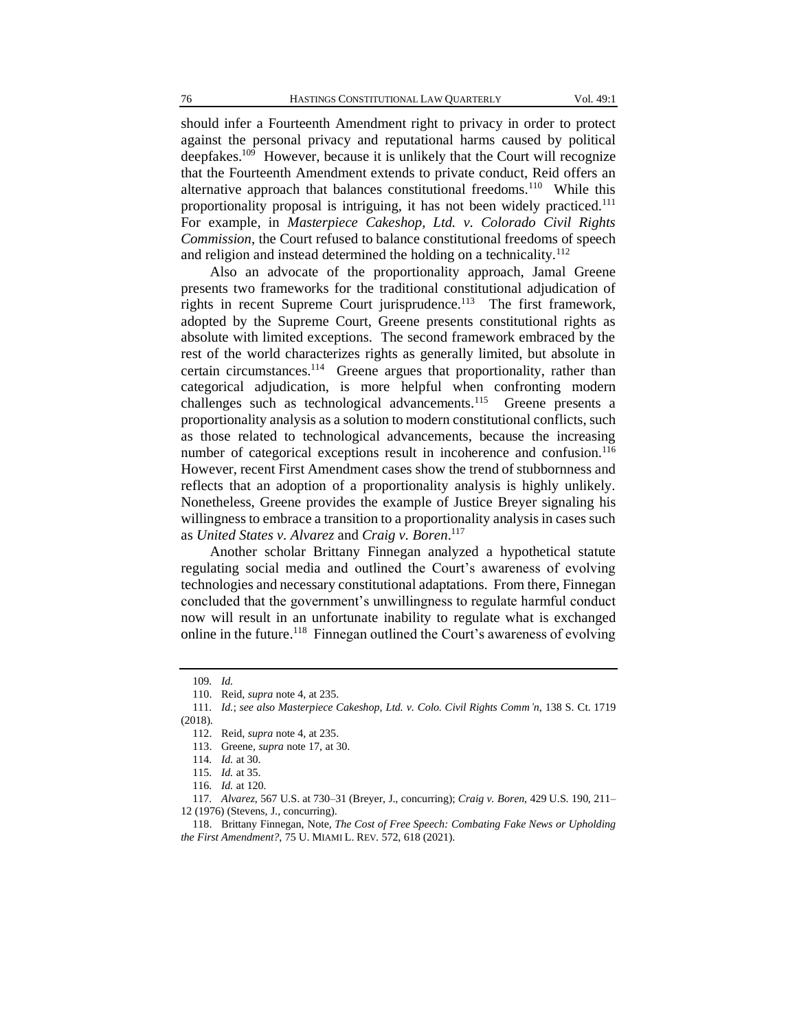should infer a Fourteenth Amendment right to privacy in order to protect against the personal privacy and reputational harms caused by political deepfakes.[109] However, because it is unlikely that the Court will recognize that the Fourteenth Amendment extends to private conduct, Reid offers an alternative approach that balances constitutional freedoms.[110] While this proportionality proposal is intriguing, it has not been widely practiced.[111] For example, in *Masterpiece Cakeshop, Ltd. v. Colorado Civil Rights Commission*, the Court refused to balance constitutional freedoms of speech and religion and instead determined the holding on a technicality.[112]

Also an advocate of the proportionality approach, Jamal Greene presents two frameworks for the traditional constitutional adjudication of rights in recent Supreme Court jurisprudence.[113] The first framework, adopted by the Supreme Court, Greene presents constitutional rights as absolute with limited exceptions. The second framework embraced by the rest of the world characterizes rights as generally limited, but absolute in certain circumstances.[114] Greene argues that proportionality, rather than categorical adjudication, is more helpful when confronting modern challenges such as technological advancements.[115] Greene presents a proportionality analysis as a solution to modern constitutional conflicts, such as those related to technological advancements, because the increasing number of categorical exceptions result in incoherence and confusion.[116] However, recent First Amendment cases show the trend of stubbornness and reflects that an adoption of a proportionality analysis is highly unlikely. Nonetheless, Greene provides the example of Justice Breyer signaling his willingness to embrace a transition to a proportionality analysis in cases such as *United States v. Alvarez* and *Craig v. Boren*.[117]

Another scholar Brittany Finnegan analyzed a hypothetical statute regulating social media and outlined the Court's awareness of evolving technologies and necessary constitutional adaptations. From there, Finnegan concluded that the government's unwillingness to regulate harmful conduct now will result in an unfortunate inability to regulate what is exchanged online in the future.[118] Finnegan outlined the Court's awareness of evolving

---

109. *Id.*

110. Reid, *supra* note 4, at 235.

111. *Id.*; *see also Masterpiece Cakeshop, Ltd. v. Colo. Civil Rights Comm'n*, 138 S. Ct. 1719 (2018).

112. Reid, *supra* note 4, at 235.

113. Greene, *supra* note 17, at 30.

114. *Id.* at 30.

115. *Id.* at 35.

116. *Id.* at 120.

117. *Alvarez*, 567 U.S. at 730–31 (Breyer, J., concurring); *Craig v. Boren*, 429 U.S. 190, 211–12 (1976) (Stevens, J., concurring).

118. Brittany Finnegan, Note, *The Cost of Free Speech: Combating Fake News or Upholding the First Amendment?*, 75 U. MIAMI L. REV. 572, 618 (2021).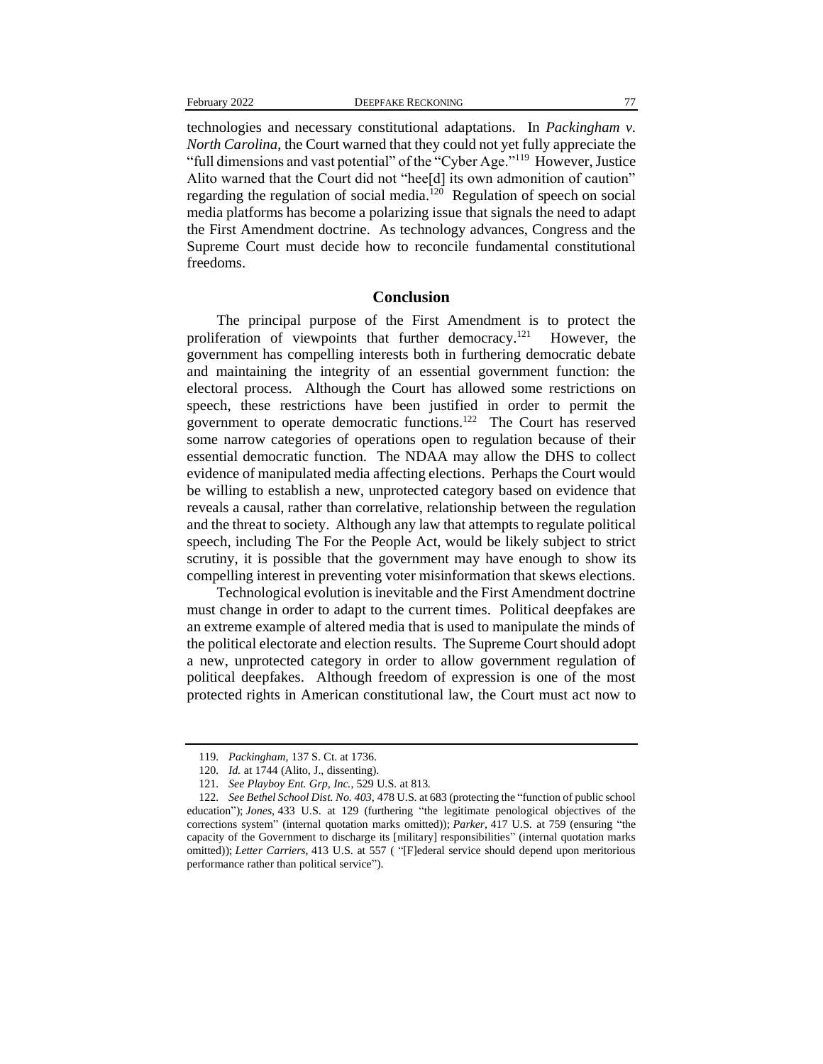technologies and necessary constitutional adaptations. In *Packingham v. North Carolina*, the Court warned that they could not yet fully appreciate the "full dimensions and vast potential" of the "Cyber Age."[119] However, Justice Alito warned that the Court did not "hee[d] its own admonition of caution" regarding the regulation of social media.[120] Regulation of speech on social media platforms has become a polarizing issue that signals the need to adapt the First Amendment doctrine. As technology advances, Congress and the Supreme Court must decide how to reconcile fundamental constitutional freedoms.

## Conclusion

The principal purpose of the First Amendment is to protect the proliferation of viewpoints that further democracy.[121] However, the government has compelling interests both in furthering democratic debate and maintaining the integrity of an essential government function: the electoral process. Although the Court has allowed some restrictions on speech, these restrictions have been justified in order to permit the government to operate democratic functions.[122] The Court has reserved some narrow categories of operations open to regulation because of their essential democratic function. The NDAA may allow the DHS to collect evidence of manipulated media affecting elections. Perhaps the Court would be willing to establish a new, unprotected category based on evidence that reveals a causal, rather than correlative, relationship between the regulation and the threat to society. Although any law that attempts to regulate political speech, including The For the People Act, would be likely subject to strict scrutiny, it is possible that the government may have enough to show its compelling interest in preventing voter misinformation that skews elections.

Technological evolution is inevitable and the First Amendment doctrine must change in order to adapt to the current times. Political deepfakes are an extreme example of altered media that is used to manipulate the minds of the political electorate and election results. The Supreme Court should adopt a new, unprotected category in order to allow government regulation of political deepfakes. Although freedom of expression is one of the most protected rights in American constitutional law, the Court must act now to

---

119. *Packingham*, 137 S. Ct. at 1736.

120. *Id.* at 1744 (Alito, J., dissenting).

121. *See Playboy Ent. Grp, Inc.*, 529 U.S. at 813.

122. *See Bethel School Dist. No. 403*, 478 U.S. at 683 (protecting the "function of public school education"); *Jones*, 433 U.S. at 129 (furthering "the legitimate penological objectives of the corrections system" (internal quotation marks omitted)); *Parker*, 417 U.S. at 759 (ensuring "the capacity of the Government to discharge its [military] responsibilities" (internal quotation marks omitted)); *Letter Carriers*, 413 U.S. at 557 ( "[F]ederal service should depend upon meritorious performance rather than political service").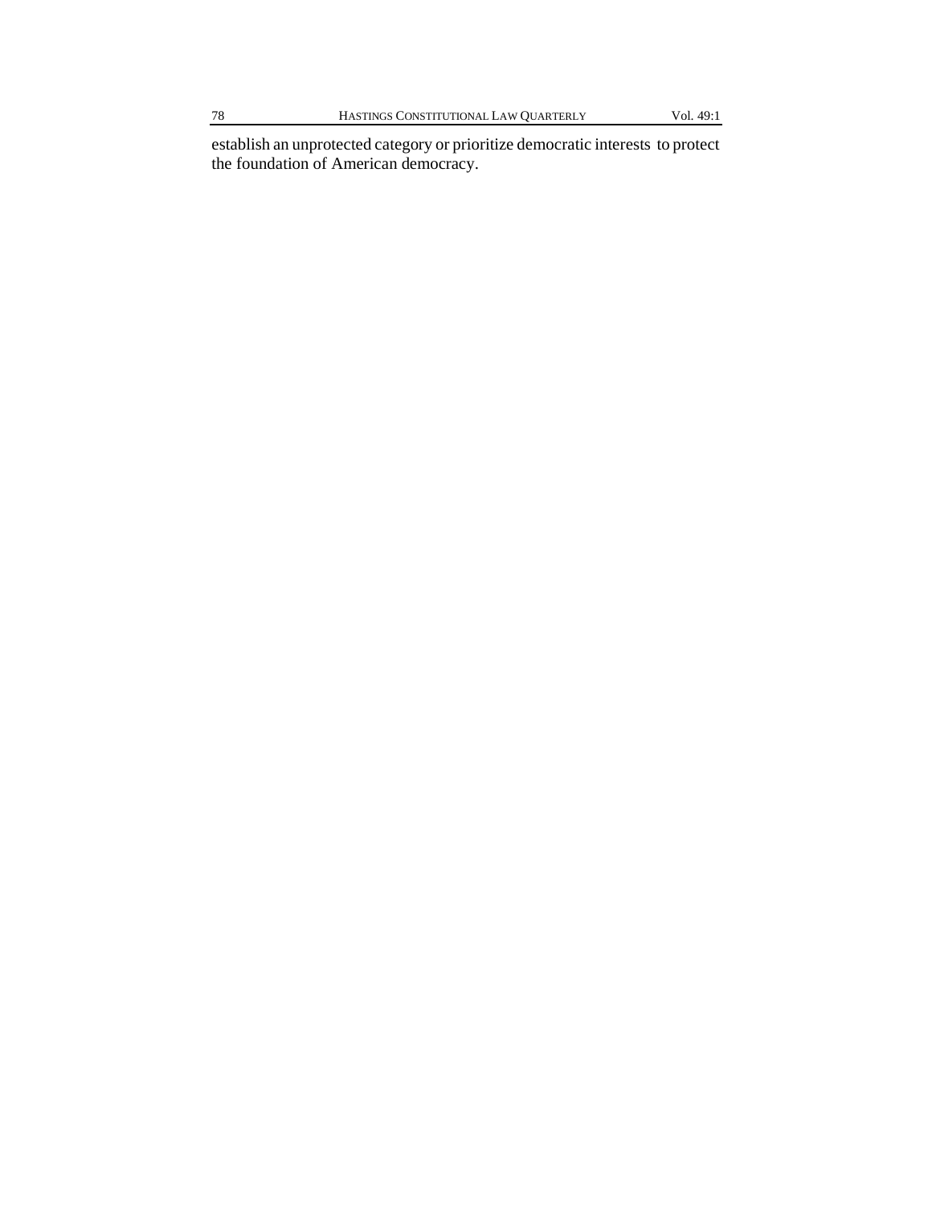establish an unprotected category or prioritize democratic interests to protect the foundation of American democracy.